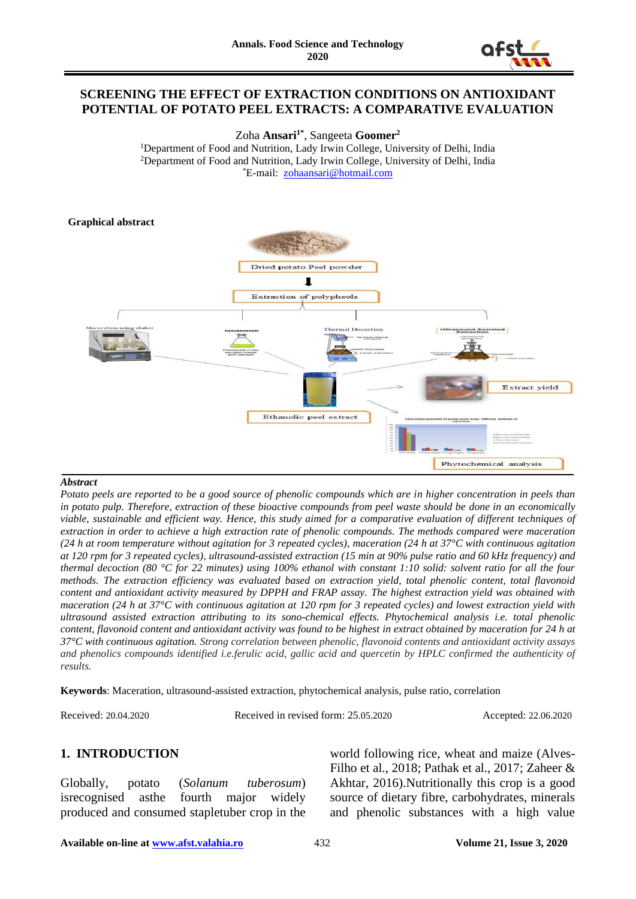# SCREENING THE EFFECT OF EXTRACTION CONDITIONS ON ANTIOXIDANT POTENTIAL OF POTATO PEEL EXTRACTS: A COMPARATIVE EVALUATION

Zoha **Ansari**[1*], Sangeeta **Goomer**[2]

[1]Department of Food and Nutrition, Lady Irwin College, University of Delhi, India
[2]Department of Food and Nutrition, Lady Irwin College, University of Delhi, India
[*]E-mail: zohaansari@hotmail.com

**Graphical abstract**

***Abstract***

*Potato peels are reported to be a good source of phenolic compounds which are in higher concentration in peels than in potato pulp. Therefore, extraction of these bioactive compounds from peel waste should be done in an economically viable, sustainable and efficient way. Hence, this study aimed for a comparative evaluation of different techniques of extraction in order to achieve a high extraction rate of phenolic compounds. The methods compared were maceration (24 h at room temperature without agitation for 3 repeated cycles), maceration (24 h at 37°C with continuous agitation at 120 rpm for 3 repeated cycles), ultrasound-assisted extraction (15 min at 90% pulse ratio and 60 kHz frequency) and thermal decoction (80 °C for 22 minutes) using 100% ethanol with constant 1:10 solid: solvent ratio for all the four methods. The extraction efficiency was evaluated based on extraction yield, total phenolic content, total flavonoid content and antioxidant activity measured by DPPH and FRAP assay. The highest extraction yield was obtained with maceration (24 h at 37°C with continuous agitation at 120 rpm for 3 repeated cycles) and lowest extraction yield with ultrasound assisted extraction attributing to its sono-chemical effects. Phytochemical analysis i.e. total phenolic content, flavonoid content and antioxidant activity was found to be highest in extract obtained by maceration for 24 h at 37°C with continuous agitation. Strong correlation between phenolic, flavonoid contents and antioxidant activity assays and phenolics compounds identified i.e.ferulic acid, gallic acid and quercetin by HPLC confirmed the authenticity of results.*

**Keywords**: Maceration, ultrasound-assisted extraction, phytochemical analysis, pulse ratio, correlation

Received: 20.04.2020 Received in revised form: 25.05.2020 Accepted: 22.06.2020

## 1. INTRODUCTION

Globally, potato (*Solanum tuberosum*) isrecognised asthe fourth major widely produced and consumed stapletuber crop in the world following rice, wheat and maize (Alves-Filho et al., 2018; Pathak et al., 2017; Zaheer & Akhtar, 2016).Nutritionally this crop is a good source of dietary fibre, carbohydrates, minerals and phenolic substances with a high value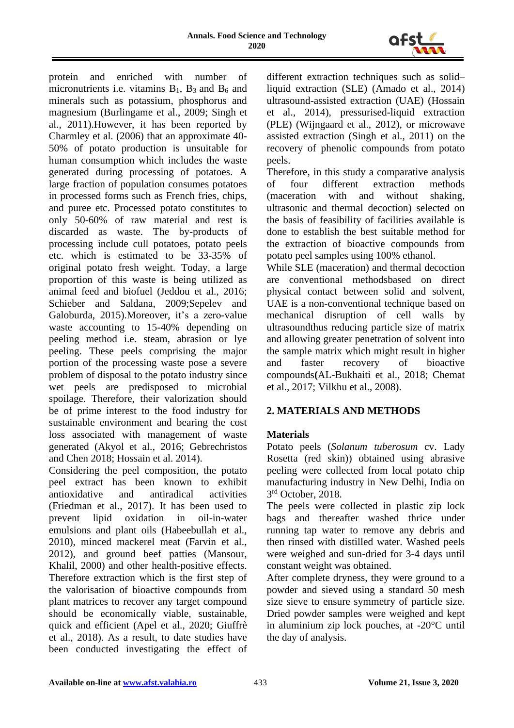protein and enriched with number of micronutrients i.e. vitamins $B_1$, $B_3$ and $B_6$ and minerals such as potassium, phosphorus and magnesium (Burlingame et al., 2009; Singh et al., 2011).However, it has been reported by Charmley et al. (2006) that an approximate 40-50% of potato production is unsuitable for human consumption which includes the waste generated during processing of potatoes. A large fraction of population consumes potatoes in processed forms such as French fries, chips, and puree etc. Processed potato constitutes to only 50-60% of raw material and rest is discarded as waste. The by-products of processing include cull potatoes, potato peels etc. which is estimated to be 33-35% of original potato fresh weight. Today, a large proportion of this waste is being utilized as animal feed and biofuel (Jeddou et al., 2016; Schieber and Saldana, 2009;Sepelev and Galoburda, 2015).Moreover, it's a zero-value waste accounting to 15-40% depending on peeling method i.e. steam, abrasion or lye peeling. These peels comprising the major portion of the processing waste pose a severe problem of disposal to the potato industry since wet peels are predisposed to microbial spoilage. Therefore, their valorization should be of prime interest to the food industry for sustainable environment and bearing the cost loss associated with management of waste generated (Akyol et al., 2016; Gebrechristos and Chen 2018; Hossain et al. 2014).

Considering the peel composition, the potato peel extract has been known to exhibit antioxidative and antiradical activities (Friedman et al., 2017). It has been used to prevent lipid oxidation in oil-in-water emulsions and plant oils (Habeebullah et al., 2010), minced mackerel meat (Farvin et al., 2012), and ground beef patties (Mansour, Khalil, 2000) and other health-positive effects. Therefore extraction which is the first step of the valorisation of bioactive compounds from plant matrices to recover any target compound should be economically viable, sustainable, quick and efficient (Apel et al., 2020; Giuffrè et al., 2018). As a result, to date studies have been conducted investigating the effect of different extraction techniques such as solid–liquid extraction (SLE) (Amado et al., 2014) ultrasound-assisted extraction (UAE) (Hossain et al., 2014), pressurised-liquid extraction (PLE) (Wijngaard et al., 2012), or microwave assisted extraction (Singh et al., 2011) on the recovery of phenolic compounds from potato peels.

Therefore, in this study a comparative analysis of four different extraction methods (maceration with and without shaking, ultrasonic and thermal decoction) selected on the basis of feasibility of facilities available is done to establish the best suitable method for the extraction of bioactive compounds from potato peel samples using 100% ethanol.

While SLE (maceration) and thermal decoction are conventional methodsbased on direct physical contact between solid and solvent, UAE is a non-conventional technique based on mechanical disruption of cell walls by ultrasoundthus reducing particle size of matrix and allowing greater penetration of solvent into the sample matrix which might result in higher and faster recovery of bioactive compounds(AL-Bukhaiti et al., 2018; Chemat et al., 2017; Vilkhu et al., 2008).

## 2. MATERIALS AND METHODS

### Materials

Potato peels (*Solanum tuberosum* cv. Lady Rosetta (red skin)) obtained using abrasive peeling were collected from local potato chip manufacturing industry in New Delhi, India on 3rd October, 2018.

The peels were collected in plastic zip lock bags and thereafter washed thrice under running tap water to remove any debris and then rinsed with distilled water. Washed peels were weighed and sun-dried for 3-4 days until constant weight was obtained.

After complete dryness, they were ground to a powder and sieved using a standard 50 mesh size sieve to ensure symmetry of particle size. Dried powder samples were weighed and kept in aluminium zip lock pouches, at -20°C until the day of analysis.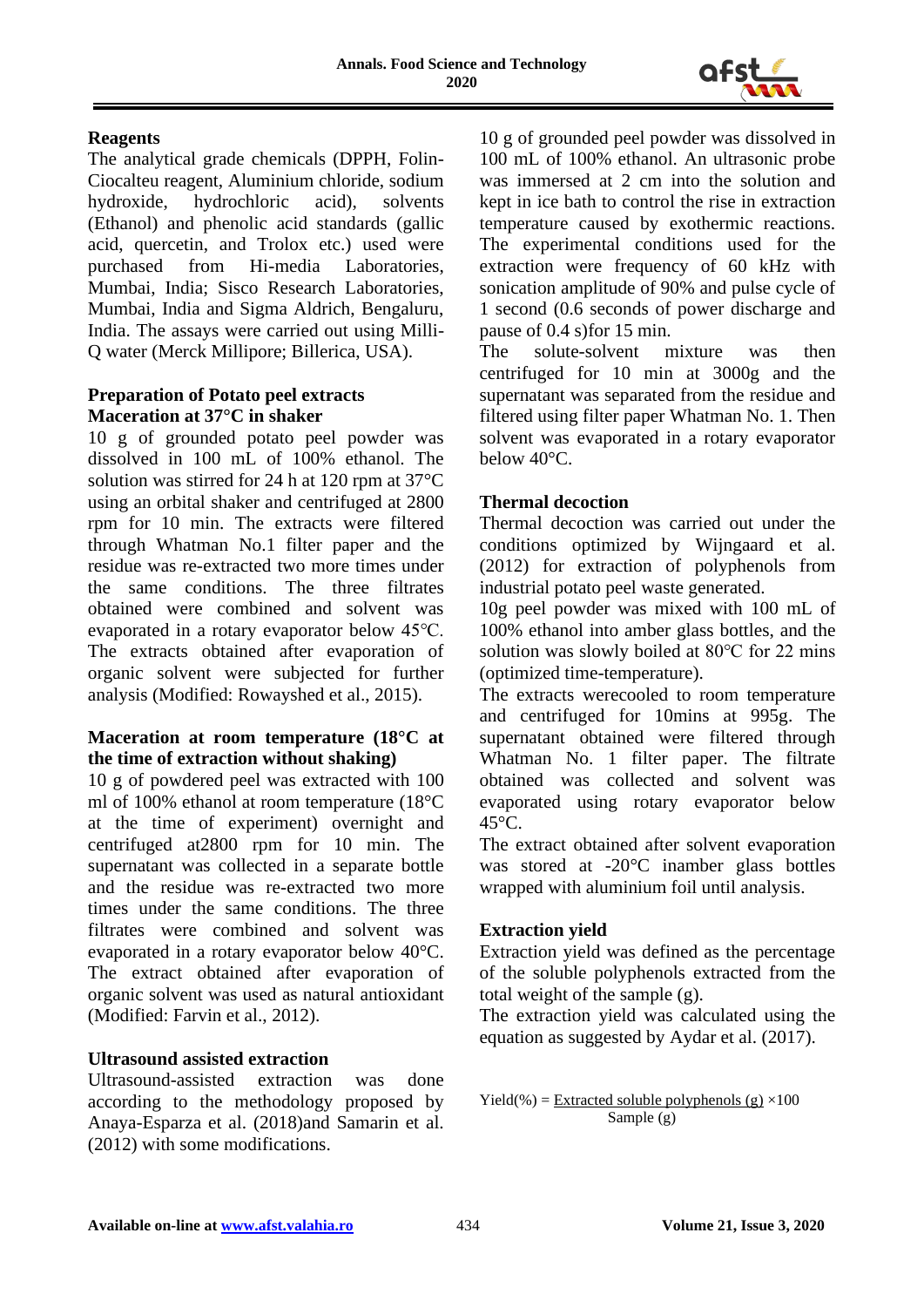**Reagents**

The analytical grade chemicals (DPPH, Folin-Ciocalteu reagent, Aluminium chloride, sodium hydroxide, hydrochloric acid), solvents (Ethanol) and phenolic acid standards (gallic acid, quercetin, and Trolox etc.) used were purchased from Hi-media Laboratories, Mumbai, India; Sisco Research Laboratories, Mumbai, India and Sigma Aldrich, Bengaluru, India. The assays were carried out using Milli-Q water (Merck Millipore; Billerica, USA).

**Preparation of Potato peel extracts**

**Maceration at 37°C in shaker**

10 g of grounded potato peel powder was dissolved in 100 mL of 100% ethanol. The solution was stirred for 24 h at 120 rpm at 37°C using an orbital shaker and centrifuged at 2800 rpm for 10 min. The extracts were filtered through Whatman No.1 filter paper and the residue was re-extracted two more times under the same conditions. The three filtrates obtained were combined and solvent was evaporated in a rotary evaporator below 45℃. The extracts obtained after evaporation of organic solvent were subjected for further analysis (Modified: Rowayshed et al., 2015).

**Maceration at room temperature (18°C at the time of extraction without shaking)**

10 g of powdered peel was extracted with 100 ml of 100% ethanol at room temperature (18°C at the time of experiment) overnight and centrifuged at2800 rpm for 10 min. The supernatant was collected in a separate bottle and the residue was re-extracted two more times under the same conditions. The three filtrates were combined and solvent was evaporated in a rotary evaporator below 40°C. The extract obtained after evaporation of organic solvent was used as natural antioxidant (Modified: Farvin et al., 2012).

**Ultrasound assisted extraction**

Ultrasound-assisted extraction was done according to the methodology proposed by Anaya-Esparza et al. (2018)and Samarin et al. (2012) with some modifications.

10 g of grounded peel powder was dissolved in 100 mL of 100% ethanol. An ultrasonic probe was immersed at 2 cm into the solution and kept in ice bath to control the rise in extraction temperature caused by exothermic reactions. The experimental conditions used for the extraction were frequency of 60 kHz with sonication amplitude of 90% and pulse cycle of 1 second (0.6 seconds of power discharge and pause of 0.4 s)for 15 min.

The solute-solvent mixture was then centrifuged for 10 min at 3000g and the supernatant was separated from the residue and filtered using filter paper Whatman No. 1. Then solvent was evaporated in a rotary evaporator below 40°C.

**Thermal decoction**

Thermal decoction was carried out under the conditions optimized by Wijngaard et al. (2012) for extraction of polyphenols from industrial potato peel waste generated.

10g peel powder was mixed with 100 mL of 100% ethanol into amber glass bottles, and the solution was slowly boiled at 80℃ for 22 mins (optimized time-temperature).

The extracts werecooled to room temperature and centrifuged for 10mins at 995g. The supernatant obtained were filtered through Whatman No. 1 filter paper. The filtrate obtained was collected and solvent was evaporated using rotary evaporator below 45°C.

The extract obtained after solvent evaporation was stored at -20°C inamber glass bottles wrapped with aluminium foil until analysis.

**Extraction yield**

Extraction yield was defined as the percentage of the soluble polyphenols extracted from the total weight of the sample (g).

The extraction yield was calculated using the equation as suggested by Aydar et al. (2017).

$$\text{Yield}(\%) = \frac{\text{Extracted soluble polyphenols (g)}}{\text{Sample (g)}} \times 100$$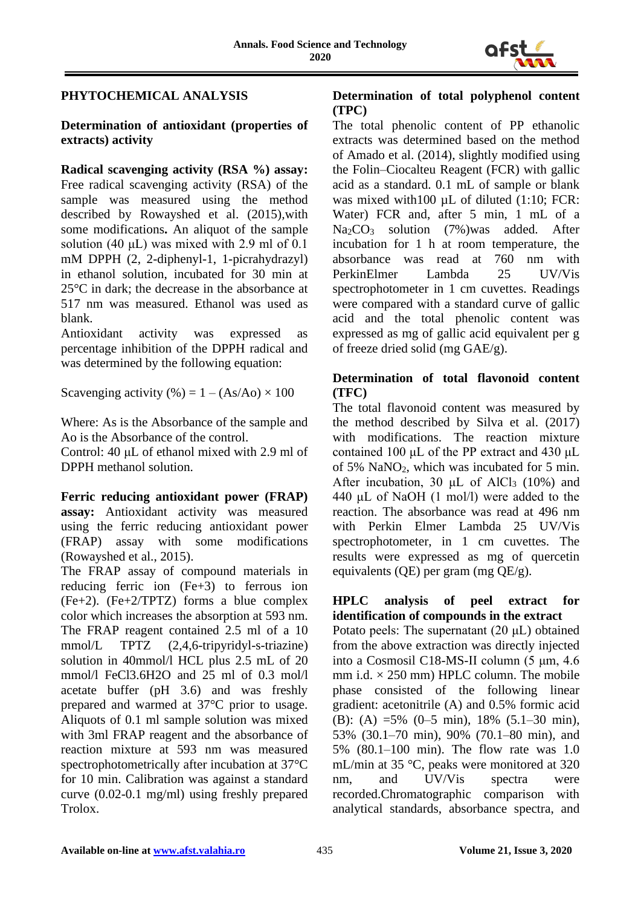## PHYTOCHEMICAL ANALYSIS

### Determination of antioxidant (properties of extracts) activity

**Radical scavenging activity (RSA %) assay:** Free radical scavenging activity (RSA) of the sample was measured using the method described by Rowayshed et al. (2015),with some modifications**.** An aliquot of the sample solution (40 μL) was mixed with 2.9 ml of 0.1 mM DPPH (2, 2-diphenyl-1, 1-picrahydrazyl) in ethanol solution, incubated for 30 min at 25°C in dark; the decrease in the absorbance at 517 nm was measured. Ethanol was used as blank.

Antioxidant activity was expressed as percentage inhibition of the DPPH radical and was determined by the following equation:

$$\text{Scavenging activity (\%)} = 1 - (As/Ao) \times 100$$

Where: As is the Absorbance of the sample and Ao is the Absorbance of the control.

Control: 40 μL of ethanol mixed with 2.9 ml of DPPH methanol solution.

**Ferric reducing antioxidant power (FRAP) assay:** Antioxidant activity was measured using the ferric reducing antioxidant power (FRAP) assay with some modifications (Rowayshed et al., 2015).

The FRAP assay of compound materials in reducing ferric ion ($Fe^{+3}$) to ferrous ion ($Fe^{+2}$). ($Fe^{+2}$/TPTZ) forms a blue complex color which increases the absorption at 593 nm. The FRAP reagent contained 2.5 ml of a 10 mmol/L TPTZ (2,4,6-tripyridyl-s-triazine) solution in 40mmol/l HCL plus 2.5 mL of 20 mmol/l $FeCl_3.6H_2O$ and 25 ml of 0.3 mol/l acetate buffer (pH 3.6) and was freshly prepared and warmed at 37°C prior to usage. Aliquots of 0.1 ml sample solution was mixed with 3ml FRAP reagent and the absorbance of reaction mixture at 593 nm was measured spectrophotometrically after incubation at 37°C for 10 min. Calibration was against a standard curve (0.02-0.1 mg/ml) using freshly prepared Trolox.

### Determination of total polyphenol content (TPC)

The total phenolic content of PP ethanolic extracts was determined based on the method of Amado et al. (2014), slightly modified using the Folin–Ciocalteu Reagent (FCR) with gallic acid as a standard. 0.1 mL of sample or blank was mixed with100 µL of diluted (1:10; FCR: Water) FCR and, after 5 min, 1 mL of a $Na_2CO_3$ solution (7%)was added. After incubation for 1 h at room temperature, the absorbance was read at 760 nm with PerkinElmer Lambda 25 UV/Vis spectrophotometer in 1 cm cuvettes. Readings were compared with a standard curve of gallic acid and the total phenolic content was expressed as mg of gallic acid equivalent per g of freeze dried solid (mg GAE/g).

### Determination of total flavonoid content (TFC)

The total flavonoid content was measured by the method described by Silva et al. (2017) with modifications. The reaction mixture contained 100 μL of the PP extract and 430 μL of 5% $NaNO_2$, which was incubated for 5 min. After incubation, 30 μL of $AlCl_3$ (10%) and 440 μL of NaOH (1 mol/l) were added to the reaction. The absorbance was read at 496 nm with Perkin Elmer Lambda 25 UV/Vis spectrophotometer, in 1 cm cuvettes. The results were expressed as mg of quercetin equivalents (QE) per gram (mg QE/g).

### HPLC analysis of peel extract for identification of compounds in the extract

Potato peels: The supernatant (20 μL) obtained from the above extraction was directly injected into a Cosmosil C18-MS-II column (5 μm, 4.6 mm i.d. × 250 mm) HPLC column. The mobile phase consisted of the following linear gradient: acetonitrile (A) and 0.5% formic acid (B): (A) =5% (0–5 min), 18% (5.1–30 min), 53% (30.1–70 min), 90% (70.1–80 min), and 5% (80.1–100 min). The flow rate was 1.0 mL/min at 35 °C, peaks were monitored at 320 nm, and UV/Vis spectra were recorded.Chromatographic comparison with analytical standards, absorbance spectra, and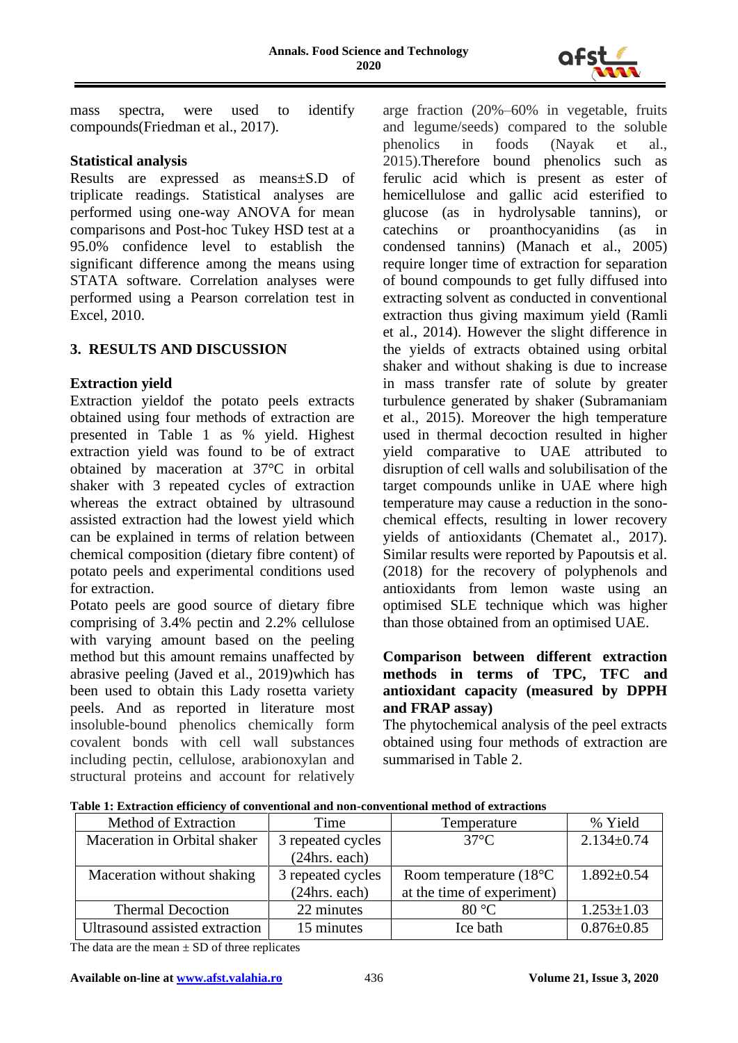mass spectra, were used to identify compounds(Friedman et al., 2017).

**Statistical analysis**

Results are expressed as means±S.D of triplicate readings. Statistical analyses are performed using one-way ANOVA for mean comparisons and Post-hoc Tukey HSD test at a 95.0% confidence level to establish the significant difference among the means using STATA software. Correlation analyses were performed using a Pearson correlation test in Excel, 2010.

## 3. RESULTS AND DISCUSSION

**Extraction yield**

Extraction yieldof the potato peels extracts obtained using four methods of extraction are presented in Table 1 as % yield. Highest extraction yield was found to be of extract obtained by maceration at 37°C in orbital shaker with 3 repeated cycles of extraction whereas the extract obtained by ultrasound assisted extraction had the lowest yield which can be explained in terms of relation between chemical composition (dietary fibre content) of potato peels and experimental conditions used for extraction.

Potato peels are good source of dietary fibre comprising of 3.4% pectin and 2.2% cellulose with varying amount based on the peeling method but this amount remains unaffected by abrasive peeling (Javed et al., 2019)which has been used to obtain this Lady rosetta variety peels. And as reported in literature most insoluble-bound phenolics chemically form covalent bonds with cell wall substances including pectin, cellulose, arabionoxylan and structural proteins and account for relatively arge fraction (20%–60% in vegetable, fruits and legume/seeds) compared to the soluble phenolics in foods (Nayak et al., 2015).Therefore bound phenolics such as ferulic acid which is present as ester of hemicellulose and gallic acid esterified to glucose (as in hydrolysable tannins), or catechins or proanthocyanidins (as in condensed tannins) (Manach et al., 2005) require longer time of extraction for separation of bound compounds to get fully diffused into extracting solvent as conducted in conventional extraction thus giving maximum yield (Ramli et al., 2014). However the slight difference in the yields of extracts obtained using orbital shaker and without shaking is due to increase in mass transfer rate of solute by greater turbulence generated by shaker (Subramaniam et al., 2015). Moreover the high temperature used in thermal decoction resulted in higher yield comparative to UAE attributed to disruption of cell walls and solubilisation of the target compounds unlike in UAE where high temperature may cause a reduction in the sono-chemical effects, resulting in lower recovery yields of antioxidants (Chematet al., 2017). Similar results were reported by Papoutsis et al. (2018) for the recovery of polyphenols and antioxidants from lemon waste using an optimised SLE technique which was higher than those obtained from an optimised UAE.

**Comparison between different extraction methods in terms of TPC, TFC and antioxidant capacity (measured by DPPH and FRAP assay)**

The phytochemical analysis of the peel extracts obtained using four methods of extraction are summarised in Table 2.

**Table 1: Extraction efficiency of conventional and non-conventional method of extractions**

| Method of Extraction | Time | Temperature | % Yield |
|---|---|---|---|
| Maceration in Orbital shaker | 3 repeated cycles (24hrs. each) | 37°C | 2.134±0.74 |
| Maceration without shaking | 3 repeated cycles (24hrs. each) | Room temperature (18°C at the time of experiment) | 1.892±0.54 |
| Thermal Decoction | 22 minutes | 80 °C | 1.253±1.03 |
| Ultrasound assisted extraction | 15 minutes | Ice bath | 0.876±0.85 |

The data are the mean ± SD of three replicates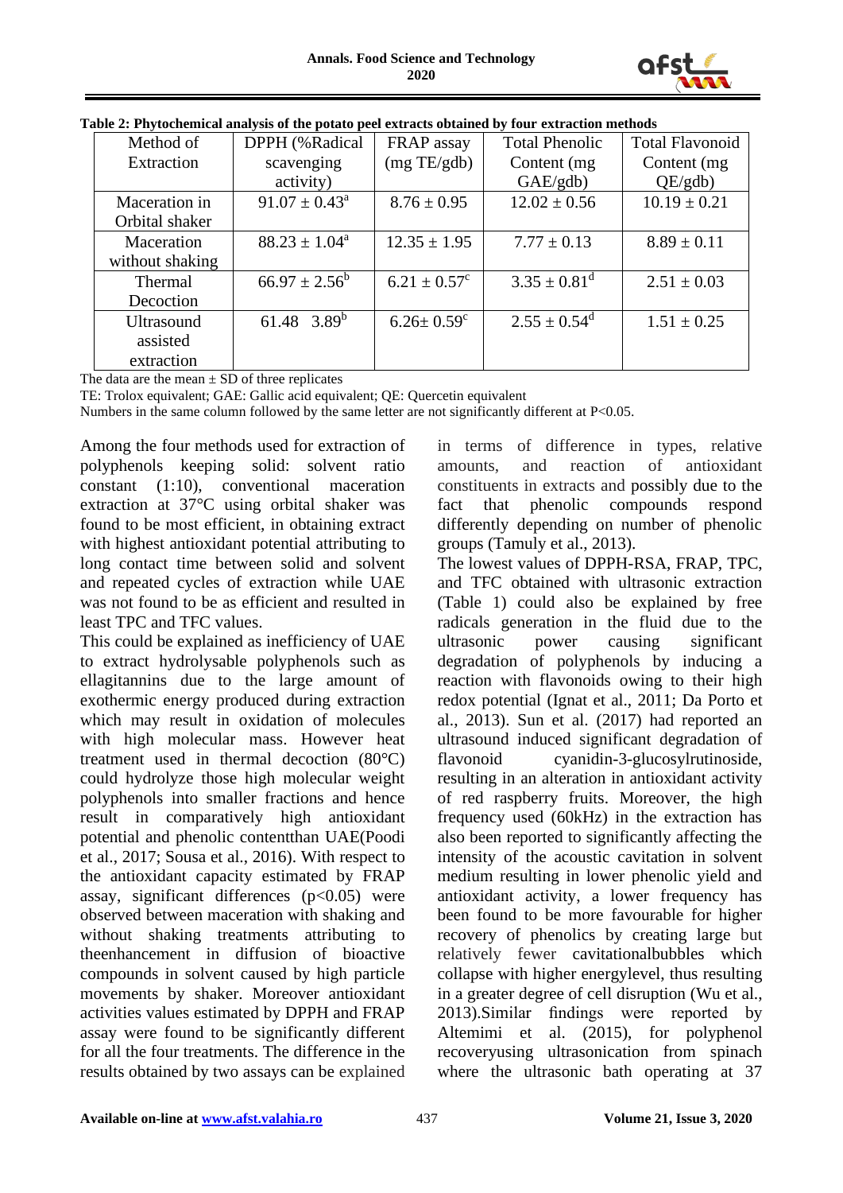**Table 2: Phytochemical analysis of the potato peel extracts obtained by four extraction methods**

| Method of Extraction | DPPH (%Radical scavenging activity) | FRAP assay (mg TE/gdb) | Total Phenolic Content (mg GAE/gdb) | Total Flavonoid Content (mg QE/gdb) |
|---|---|---|---|---|
| Maceration in Orbital shaker | $91.07 \pm 0.43^a$ | $8.76 \pm 0.95$ | $12.02 \pm 0.56$ | $10.19 \pm 0.21$ |
| Maceration without shaking | $88.23 \pm 1.04^a$ | $12.35 \pm 1.95$ | $7.77 \pm 0.13$ | $8.89 \pm 0.11$ |
| Thermal Decoction | $66.97 \pm 2.56^b$ | $6.21 \pm 0.57^c$ | $3.35 \pm 0.81^d$ | $2.51 \pm 0.03$ |
| Ultrasound assisted extraction | $61.48 \;\; 3.89^b$ | $6.26 \pm 0.59^c$ | $2.55 \pm 0.54^d$ | $1.51 \pm 0.25$ |

The data are the mean ± SD of three replicates

TE: Trolox equivalent; GAE: Gallic acid equivalent; QE: Quercetin equivalent

Numbers in the same column followed by the same letter are not significantly different at P<0.05.

Among the four methods used for extraction of polyphenols keeping solid: solvent ratio constant (1:10), conventional maceration extraction at 37°C using orbital shaker was found to be most efficient, in obtaining extract with highest antioxidant potential attributing to long contact time between solid and solvent and repeated cycles of extraction while UAE was not found to be as efficient and resulted in least TPC and TFC values.

This could be explained as inefficiency of UAE to extract hydrolysable polyphenols such as ellagitannins due to the large amount of exothermic energy produced during extraction which may result in oxidation of molecules with high molecular mass. However heat treatment used in thermal decoction (80°C) could hydrolyze those high molecular weight polyphenols into smaller fractions and hence result in comparatively high antioxidant potential and phenolic contentthan UAE(Poodi et al., 2017; Sousa et al., 2016). With respect to the antioxidant capacity estimated by FRAP assay, significant differences ($p<0.05$) were observed between maceration with shaking and without shaking treatments attributing to theenhancement in diffusion of bioactive compounds in solvent caused by high particle movements by shaker. Moreover antioxidant activities values estimated by DPPH and FRAP assay were found to be significantly different for all the four treatments. The difference in the results obtained by two assays can be explained in terms of difference in types, relative amounts, and reaction of antioxidant constituents in extracts and possibly due to the fact that phenolic compounds respond differently depending on number of phenolic groups (Tamuly et al., 2013).

The lowest values of DPPH-RSA, FRAP, TPC, and TFC obtained with ultrasonic extraction (Table 1) could also be explained by free radicals generation in the fluid due to the ultrasonic power causing significant degradation of polyphenols by inducing a reaction with flavonoids owing to their high redox potential (Ignat et al., 2011; Da Porto et al., 2013). Sun et al. (2017) had reported an ultrasound induced significant degradation of flavonoid cyanidin-3-glucosylrutinoside, resulting in an alteration in antioxidant activity of red raspberry fruits. Moreover, the high frequency used (60kHz) in the extraction has also been reported to significantly affecting the intensity of the acoustic cavitation in solvent medium resulting in lower phenolic yield and antioxidant activity, a lower frequency has been found to be more favourable for higher recovery of phenolics by creating large but relatively fewer cavitationalbubbles which collapse with higher energylevel, thus resulting in a greater degree of cell disruption (Wu et al., 2013).Similar findings were reported by Altemimi et al. (2015), for polyphenol recoveryusing ultrasonication from spinach where the ultrasonic bath operating at 37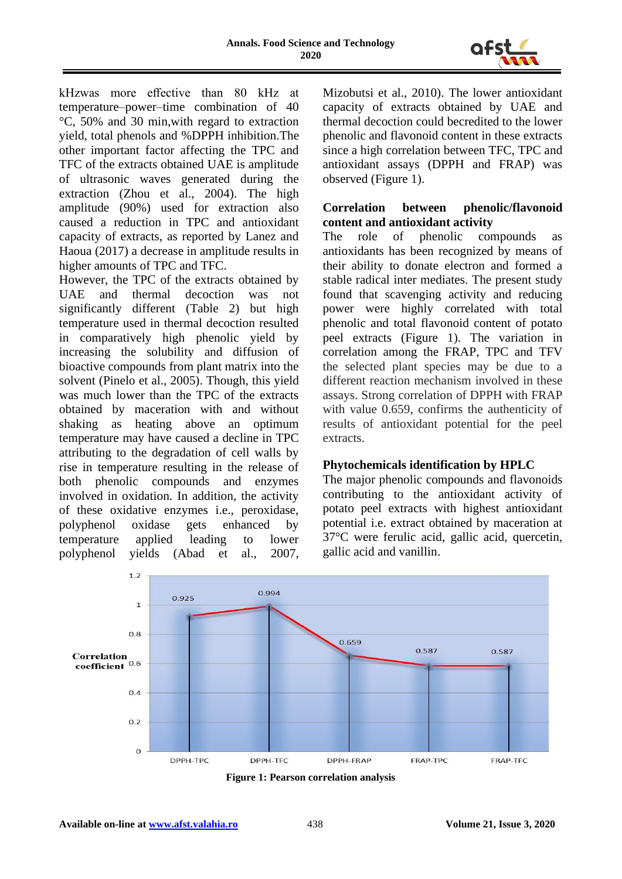kHzwas more effective than 80 kHz at temperature–power–time combination of 40 °C, 50% and 30 min,with regard to extraction yield, total phenols and %DPPH inhibition.The other important factor affecting the TPC and TFC of the extracts obtained UAE is amplitude of ultrasonic waves generated during the extraction (Zhou et al., 2004). The high amplitude (90%) used for extraction also caused a reduction in TPC and antioxidant capacity of extracts, as reported by Lanez and Haoua (2017) a decrease in amplitude results in higher amounts of TPC and TFC.

However, the TPC of the extracts obtained by UAE and thermal decoction was not significantly different (Table 2) but high temperature used in thermal decoction resulted in comparatively high phenolic yield by increasing the solubility and diffusion of bioactive compounds from plant matrix into the solvent (Pinelo et al., 2005). Though, this yield was much lower than the TPC of the extracts obtained by maceration with and without shaking as heating above an optimum temperature may have caused a decline in TPC attributing to the degradation of cell walls by rise in temperature resulting in the release of both phenolic compounds and enzymes involved in oxidation. In addition, the activity of these oxidative enzymes i.e., peroxidase, polyphenol oxidase gets enhanced by temperature applied leading to lower polyphenol yields (Abad et al., 2007, Mizobutsi et al., 2010). The lower antioxidant capacity of extracts obtained by UAE and thermal decoction could becredited to the lower phenolic and flavonoid content in these extracts since a high correlation between TFC, TPC and antioxidant assays (DPPH and FRAP) was observed (Figure 1).

**Correlation between phenolic/flavonoid content and antioxidant activity**

The role of phenolic compounds as antioxidants has been recognized by means of their ability to donate electron and formed a stable radical inter mediates. The present study found that scavenging activity and reducing power were highly correlated with total phenolic and total flavonoid content of potato peel extracts (Figure 1). The variation in correlation among the FRAP, TPC and TFV the selected plant species may be due to a different reaction mechanism involved in these assays. Strong correlation of DPPH with FRAP with value 0.659, confirms the authenticity of results of antioxidant potential for the peel extracts.

**Phytochemicals identification by HPLC**

The major phenolic compounds and flavonoids contributing to the antioxidant activity of potato peel extracts with highest antioxidant potential i.e. extract obtained by maceration at 37°C were ferulic acid, gallic acid, quercetin, gallic acid and vanillin.

| | DPPH-TPC | DPPH-TFC | DPPH-FRAP | FRAP-TPC | FRAP-TFC |
|---|---|---|---|---|---|
| Correlation coefficient | 0.925 | 0.994 | 0.659 | 0.587 | 0.587 |

**Figure 1: Pearson correlation analysis**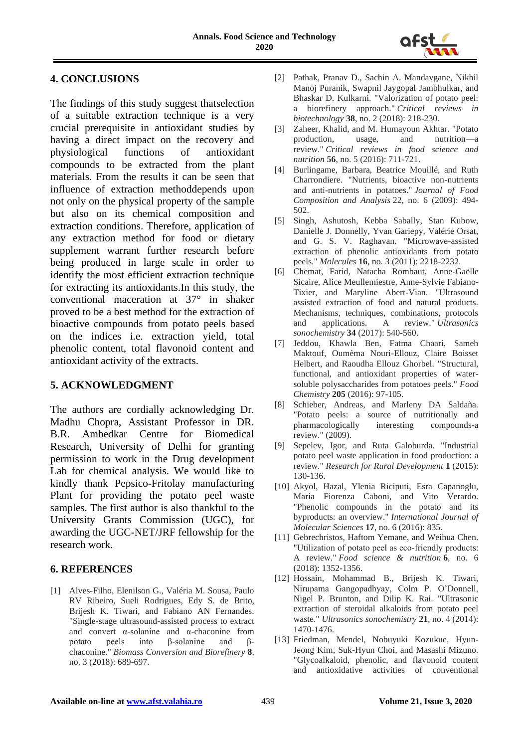## 4. CONCLUSIONS

The findings of this study suggest thatselection of a suitable extraction technique is a very crucial prerequisite in antioxidant studies by having a direct impact on the recovery and physiological functions of antioxidant compounds to be extracted from the plant materials. From the results it can be seen that influence of extraction methoddepends upon not only on the physical property of the sample but also on its chemical composition and extraction conditions. Therefore, application of any extraction method for food or dietary supplement warrant further research before being produced in large scale in order to identify the most efficient extraction technique for extracting its antioxidants.In this study, the conventional maceration at 37° in shaker proved to be a best method for the extraction of bioactive compounds from potato peels based on the indices i.e. extraction yield, total phenolic content, total flavonoid content and antioxidant activity of the extracts.

## 5. ACKNOWLEDGMENT

The authors are cordially acknowledging Dr. Madhu Chopra, Assistant Professor in DR. B.R. Ambedkar Centre for Biomedical Research, University of Delhi for granting permission to work in the Drug development Lab for chemical analysis. We would like to kindly thank Pepsico-Fritolay manufacturing Plant for providing the potato peel waste samples. The first author is also thankful to the University Grants Commission (UGC), for awarding the UGC-NET/JRF fellowship for the research work.

## 6. REFERENCES

[1] Alves-Filho, Elenilson G., Valéria M. Sousa, Paulo RV Ribeiro, Sueli Rodrigues, Edy S. de Brito, Brijesh K. Tiwari, and Fabiano AN Fernandes. "Single-stage ultrasound-assisted process to extract and convert α-solanine and α-chaconine from potato peels into β-solanine and β-chaconine." *Biomass Conversion and Biorefinery* **8**, no. 3 (2018): 689-697.

[2] Pathak, Pranav D., Sachin A. Mandavgane, Nikhil Manoj Puranik, Swapnil Jaygopal Jambhulkar, and Bhaskar D. Kulkarni. "Valorization of potato peel: a biorefinery approach." *Critical reviews in biotechnology* **38**, no. 2 (2018): 218-230.

[3] Zaheer, Khalid, and M. Humayoun Akhtar. "Potato production, usage, and nutrition—a review." *Critical reviews in food science and nutrition* **56**, no. 5 (2016): 711-721.

[4] Burlingame, Barbara, Beatrice Mouillé, and Ruth Charrondiere. "Nutrients, bioactive non-nutrients and anti-nutrients in potatoes." *Journal of Food Composition and Analysis* 22, no. 6 (2009): 494-502.

[5] Singh, Ashutosh, Kebba Sabally, Stan Kubow, Danielle J. Donnelly, Yvan Gariepy, Valérie Orsat, and G. S. V. Raghavan. "Microwave-assisted extraction of phenolic antioxidants from potato peels." *Molecules* **16**, no. 3 (2011): 2218-2232.

[6] Chemat, Farid, Natacha Rombaut, Anne-Gaëlle Sicaire, Alice Meullemiestre, Anne-Sylvie Fabiano-Tixier, and Maryline Abert-Vian. "Ultrasound assisted extraction of food and natural products. Mechanisms, techniques, combinations, protocols and applications. A review." *Ultrasonics sonochemistry* **34** (2017): 540-560.

[7] Jeddou, Khawla Ben, Fatma Chaari, Sameh Maktouf, Oumèma Nouri-Ellouz, Claire Boisset Helbert, and Raoudha Ellouz Ghorbel. "Structural, functional, and antioxidant properties of water-soluble polysaccharides from potatoes peels." *Food Chemistry* **205** (2016): 97-105.

[8] Schieber, Andreas, and Marleny DA Saldaña. "Potato peels: a source of nutritionally and pharmacologically interesting compounds-a review." (2009).

[9] Sepelev, Igor, and Ruta Galoburda. "Industrial potato peel waste application in food production: a review." *Research for Rural Development* **1** (2015): 130-136.

[10] Akyol, Hazal, Ylenia Riciputi, Esra Capanoglu, Maria Fiorenza Caboni, and Vito Verardo. "Phenolic compounds in the potato and its byproducts: an overview." *International Journal of Molecular Sciences* **17**, no. 6 (2016): 835.

[11] Gebrechristos, Haftom Yemane, and Weihua Chen. "Utilization of potato peel as eco-friendly products: A review." *Food science & nutrition* **6**, no. 6 (2018): 1352-1356.

[12] Hossain, Mohammad B., Brijesh K. Tiwari, Nirupama Gangopadhyay, Colm P. O'Donnell, Nigel P. Brunton, and Dilip K. Rai. "Ultrasonic extraction of steroidal alkaloids from potato peel waste." *Ultrasonics sonochemistry* **21**, no. 4 (2014): 1470-1476.

[13] Friedman, Mendel, Nobuyuki Kozukue, Hyun-Jeong Kim, Suk-Hyun Choi, and Masashi Mizuno. "Glycoalkaloid, phenolic, and flavonoid content and antioxidative activities of conventional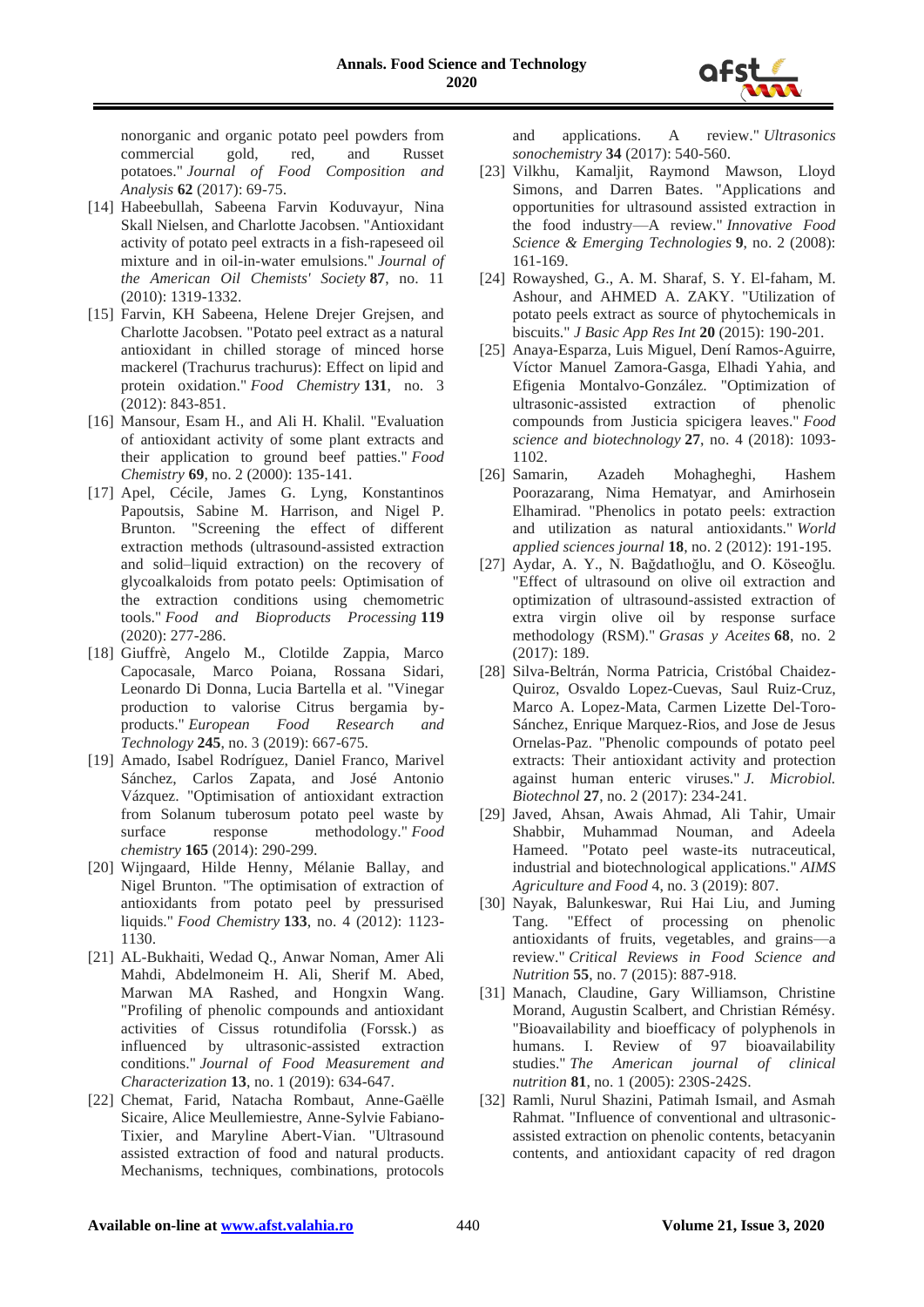nonorganic and organic potato peel powders from commercial gold, red, and Russet potatoes." *Journal of Food Composition and Analysis* **62** (2017): 69-75.

[14] Habeebullah, Sabeena Farvin Koduvayur, Nina Skall Nielsen, and Charlotte Jacobsen. "Antioxidant activity of potato peel extracts in a fish-rapeseed oil mixture and in oil-in-water emulsions." *Journal of the American Oil Chemists' Society* **87**, no. 11 (2010): 1319-1332.

[15] Farvin, KH Sabeena, Helene Drejer Grejsen, and Charlotte Jacobsen. "Potato peel extract as a natural antioxidant in chilled storage of minced horse mackerel (Trachurus trachurus): Effect on lipid and protein oxidation." *Food Chemistry* **131**, no. 3 (2012): 843-851.

[16] Mansour, Esam H., and Ali H. Khalil. "Evaluation of antioxidant activity of some plant extracts and their application to ground beef patties." *Food Chemistry* **69**, no. 2 (2000): 135-141.

[17] Apel, Cécile, James G. Lyng, Konstantinos Papoutsis, Sabine M. Harrison, and Nigel P. Brunton. "Screening the effect of different extraction methods (ultrasound-assisted extraction and solid–liquid extraction) on the recovery of glycoalkaloids from potato peels: Optimisation of the extraction conditions using chemometric tools." *Food and Bioproducts Processing* **119** (2020): 277-286.

[18] Giuffrè, Angelo M., Clotilde Zappia, Marco Capocasale, Marco Poiana, Rossana Sidari, Leonardo Di Donna, Lucia Bartella et al. "Vinegar production to valorise Citrus bergamia by-products." *European Food Research and Technology* **245**, no. 3 (2019): 667-675.

[19] Amado, Isabel Rodríguez, Daniel Franco, Marivel Sánchez, Carlos Zapata, and José Antonio Vázquez. "Optimisation of antioxidant extraction from Solanum tuberosum potato peel waste by surface response methodology." *Food chemistry* **165** (2014): 290-299.

[20] Wijngaard, Hilde Henny, Mélanie Ballay, and Nigel Brunton. "The optimisation of extraction of antioxidants from potato peel by pressurised liquids." *Food Chemistry* **133**, no. 4 (2012): 1123-1130.

[21] AL-Bukhaiti, Wedad Q., Anwar Noman, Amer Ali Mahdi, Abdelmoneim H. Ali, Sherif M. Abed, Marwan MA Rashed, and Hongxin Wang. "Profiling of phenolic compounds and antioxidant activities of Cissus rotundifolia (Forssk.) as influenced by ultrasonic-assisted extraction conditions." *Journal of Food Measurement and Characterization* **13**, no. 1 (2019): 634-647.

[22] Chemat, Farid, Natacha Rombaut, Anne-Gaëlle Sicaire, Alice Meullemiestre, Anne-Sylvie Fabiano-Tixier, and Maryline Abert-Vian. "Ultrasound assisted extraction of food and natural products. Mechanisms, techniques, combinations, protocols and applications. A review." *Ultrasonics sonochemistry* **34** (2017): 540-560.

[23] Vilkhu, Kamaljit, Raymond Mawson, Lloyd Simons, and Darren Bates. "Applications and opportunities for ultrasound assisted extraction in the food industry—A review." *Innovative Food Science & Emerging Technologies* **9**, no. 2 (2008): 161-169.

[24] Rowayshed, G., A. M. Sharaf, S. Y. El-faham, M. Ashour, and AHMED A. ZAKY. "Utilization of potato peels extract as source of phytochemicals in biscuits." *J Basic App Res Int* **20** (2015): 190-201.

[25] Anaya-Esparza, Luis Miguel, Dení Ramos-Aguirre, Víctor Manuel Zamora-Gasga, Elhadi Yahia, and Efigenia Montalvo-González. "Optimization of ultrasonic-assisted extraction of phenolic compounds from Justicia spicigera leaves." *Food science and biotechnology* **27**, no. 4 (2018): 1093-1102.

[26] Samarin, Azadeh Mohagheghi, Hashem Poorazarang, Nima Hematyar, and Amirhosein Elhamirad. "Phenolics in potato peels: extraction and utilization as natural antioxidants." *World applied sciences journal* **18**, no. 2 (2012): 191-195.

[27] Aydar, A. Y., N. Bağdatlıoğlu, and O. Köseoğlu. "Effect of ultrasound on olive oil extraction and optimization of ultrasound-assisted extraction of extra virgin olive oil by response surface methodology (RSM)." *Grasas y Aceites* **68**, no. 2 (2017): 189.

[28] Silva-Beltrán, Norma Patricia, Cristóbal Chaidez-Quiroz, Osvaldo Lopez-Cuevas, Saul Ruiz-Cruz, Marco A. Lopez-Mata, Carmen Lizette Del-Toro-Sánchez, Enrique Marquez-Rios, and Jose de Jesus Ornelas-Paz. "Phenolic compounds of potato peel extracts: Their antioxidant activity and protection against human enteric viruses." *J. Microbiol. Biotechnol* **27**, no. 2 (2017): 234-241.

[29] Javed, Ahsan, Awais Ahmad, Ali Tahir, Umair Shabbir, Muhammad Nouman, and Adeela Hameed. "Potato peel waste-its nutraceutical, industrial and biotechnological applications." *AIMS Agriculture and Food* 4, no. 3 (2019): 807.

[30] Nayak, Balunkeswar, Rui Hai Liu, and Juming Tang. "Effect of processing on phenolic antioxidants of fruits, vegetables, and grains—a review." *Critical Reviews in Food Science and Nutrition* **55**, no. 7 (2015): 887-918.

[31] Manach, Claudine, Gary Williamson, Christine Morand, Augustin Scalbert, and Christian Rémésy. "Bioavailability and bioefficacy of polyphenols in humans. I. Review of 97 bioavailability studies." *The American journal of clinical nutrition* **81**, no. 1 (2005): 230S-242S.

[32] Ramli, Nurul Shazini, Patimah Ismail, and Asmah Rahmat. "Influence of conventional and ultrasonic-assisted extraction on phenolic contents, betacyanin contents, and antioxidant capacity of red dragon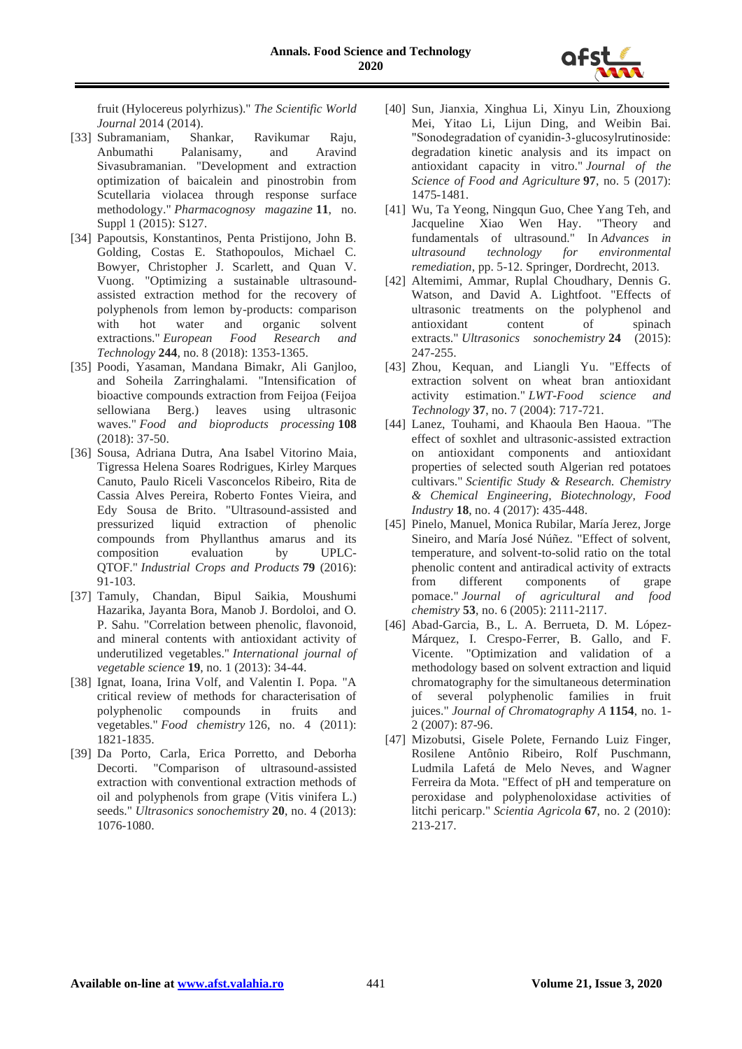fruit (Hylocereus polyrhizus)." *The Scientific World Journal* 2014 (2014).

[33] Subramaniam, Shankar, Ravikumar Raju, Anbumathi Palanisamy, and Aravind Sivasubramanian. "Development and extraction optimization of baicalein and pinostrobin from Scutellaria violacea through response surface methodology." *Pharmacognosy magazine* **11**, no. Suppl 1 (2015): S127.

[34] Papoutsis, Konstantinos, Penta Pristijono, John B. Golding, Costas E. Stathopoulos, Michael C. Bowyer, Christopher J. Scarlett, and Quan V. Vuong. "Optimizing a sustainable ultrasound-assisted extraction method for the recovery of polyphenols from lemon by-products: comparison with hot water and organic solvent extractions." *European Food Research and Technology* **244**, no. 8 (2018): 1353-1365.

[35] Poodi, Yasaman, Mandana Bimakr, Ali Ganjloo, and Soheila Zarringhalami. "Intensification of bioactive compounds extraction from Feijoa (Feijoa sellowiana Berg.) leaves using ultrasonic waves." *Food and bioproducts processing* **108** (2018): 37-50.

[36] Sousa, Adriana Dutra, Ana Isabel Vitorino Maia, Tigressa Helena Soares Rodrigues, Kirley Marques Canuto, Paulo Riceli Vasconcelos Ribeiro, Rita de Cassia Alves Pereira, Roberto Fontes Vieira, and Edy Sousa de Brito. "Ultrasound-assisted and pressurized liquid extraction of phenolic compounds from Phyllanthus amarus and its composition evaluation by UPLC-QTOF." *Industrial Crops and Products* **79** (2016): 91-103.

[37] Tamuly, Chandan, Bipul Saikia, Moushumi Hazarika, Jayanta Bora, Manob J. Bordoloi, and O. P. Sahu. "Correlation between phenolic, flavonoid, and mineral contents with antioxidant activity of underutilized vegetables." *International journal of vegetable science* **19**, no. 1 (2013): 34-44.

[38] Ignat, Ioana, Irina Volf, and Valentin I. Popa. "A critical review of methods for characterisation of polyphenolic compounds in fruits and vegetables." *Food chemistry* 126, no. 4 (2011): 1821-1835.

[39] Da Porto, Carla, Erica Porretto, and Deborha Decorti. "Comparison of ultrasound-assisted extraction with conventional extraction methods of oil and polyphenols from grape (Vitis vinifera L.) seeds." *Ultrasonics sonochemistry* **20**, no. 4 (2013): 1076-1080.

[40] Sun, Jianxia, Xinghua Li, Xinyu Lin, Zhouxiong Mei, Yitao Li, Lijun Ding, and Weibin Bai. "Sonodegradation of cyanidin-3-glucosylrutinoside: degradation kinetic analysis and its impact on antioxidant capacity in vitro." *Journal of the Science of Food and Agriculture* **97**, no. 5 (2017): 1475-1481.

[41] Wu, Ta Yeong, Ningqun Guo, Chee Yang Teh, and Jacqueline Xiao Wen Hay. "Theory and fundamentals of ultrasound." In *Advances in ultrasound technology for environmental remediation*, pp. 5-12. Springer, Dordrecht, 2013.

[42] Altemimi, Ammar, Ruplal Choudhary, Dennis G. Watson, and David A. Lightfoot. "Effects of ultrasonic treatments on the polyphenol and antioxidant content of spinach extracts." *Ultrasonics sonochemistry* **24** (2015): 247-255.

[43] Zhou, Kequan, and Liangli Yu. "Effects of extraction solvent on wheat bran antioxidant activity estimation." *LWT-Food science and Technology* **37**, no. 7 (2004): 717-721.

[44] Lanez, Touhami, and Khaoula Ben Haoua. "The effect of soxhlet and ultrasonic-assisted extraction on antioxidant components and antioxidant properties of selected south Algerian red potatoes cultivars." *Scientific Study & Research. Chemistry & Chemical Engineering, Biotechnology, Food Industry* **18**, no. 4 (2017): 435-448.

[45] Pinelo, Manuel, Monica Rubilar, María Jerez, Jorge Sineiro, and María José Núñez. "Effect of solvent, temperature, and solvent-to-solid ratio on the total phenolic content and antiradical activity of extracts from different components of grape pomace." *Journal of agricultural and food chemistry* **53**, no. 6 (2005): 2111-2117.

[46] Abad-Garcia, B., L. A. Berrueta, D. M. López-Márquez, I. Crespo-Ferrer, B. Gallo, and F. Vicente. "Optimization and validation of a methodology based on solvent extraction and liquid chromatography for the simultaneous determination of several polyphenolic families in fruit juices." *Journal of Chromatography A* **1154**, no. 1-2 (2007): 87-96.

[47] Mizobutsi, Gisele Polete, Fernando Luiz Finger, Rosilene Antônio Ribeiro, Rolf Puschmann, Ludmila Lafetá de Melo Neves, and Wagner Ferreira da Mota. "Effect of pH and temperature on peroxidase and polyphenoloxidase activities of litchi pericarp." *Scientia Agricola* **67**, no. 2 (2010): 213-217.